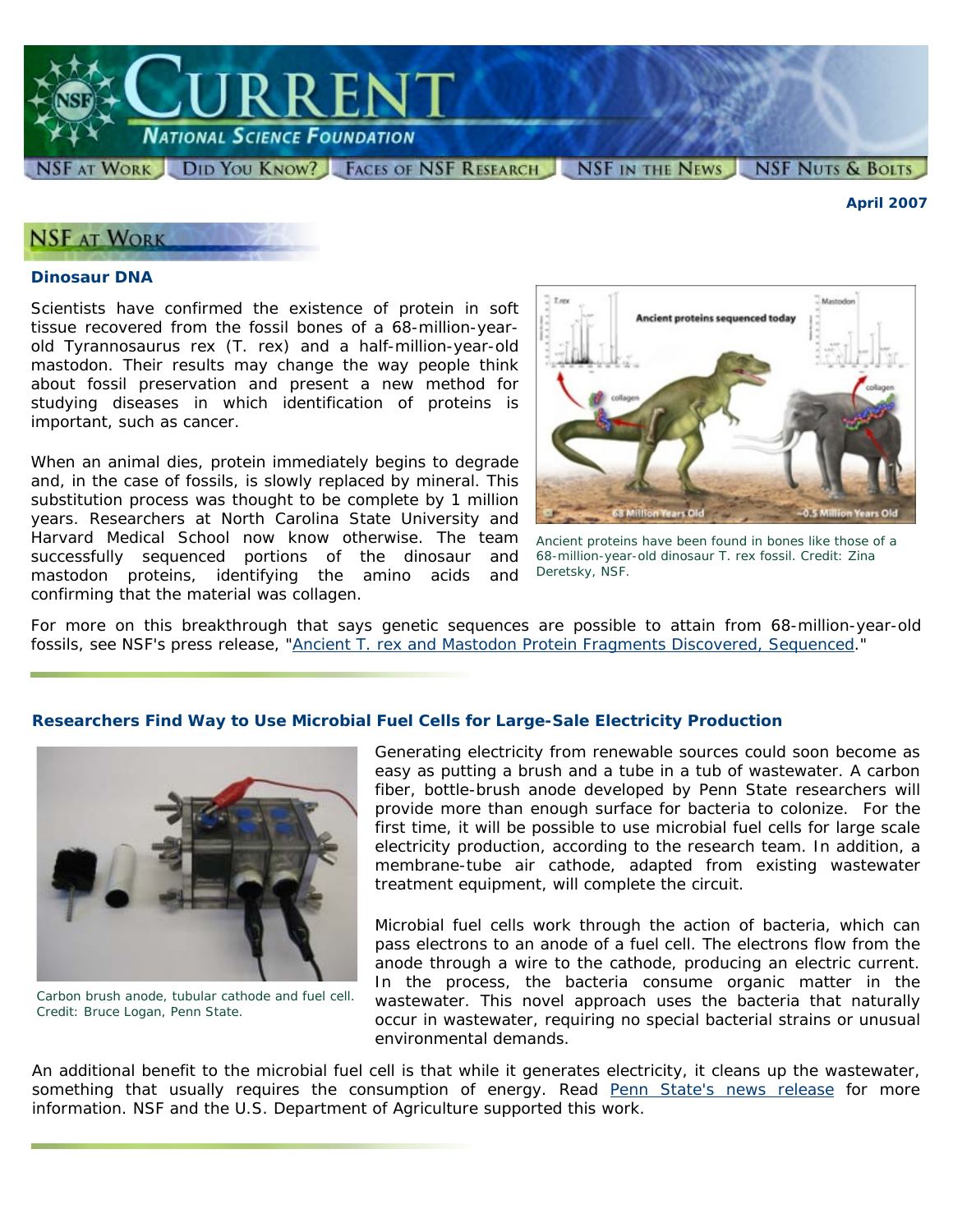# CURRENT

## National Science Foundation

NSF at Work | Did You Know? | Faces of NSF Research | NSF in the News | NSF Nuts & Bolts

**April 2007**

## NSF at Work

### Dinosaur DNA

Scientists have confirmed the existence of protein in soft tissue recovered from the fossil bones of a 68-million-year-old Tyrannosaurus rex (T. rex) and a half-million-year-old mastodon. Their results may change the way people think about fossil preservation and present a new method for studying diseases in which identification of proteins is important, such as cancer.

When an animal dies, protein immediately begins to degrade and, in the case of fossils, is slowly replaced by mineral. This substitution process was thought to be complete by 1 million years. Researchers at North Carolina State University and Harvard Medical School now know otherwise. The team successfully sequenced portions of the dinosaur and mastodon proteins, identifying the amino acids and confirming that the material was collagen.

Ancient proteins have been found in bones like those of a 68-million-year-old dinosaur T. rex fossil. Credit: Zina Deretsky, NSF.

For more on this breakthrough that says genetic sequences are possible to attain from 68-million-year-old fossils, see NSF's press release, "Ancient T. rex and Mastodon Protein Fragments Discovered, Sequenced."

### Researchers Find Way to Use Microbial Fuel Cells for Large-Sale Electricity Production

Generating electricity from renewable sources could soon become as easy as putting a brush and a tube in a tub of wastewater. A carbon fiber, bottle-brush anode developed by Penn State researchers will provide more than enough surface for bacteria to colonize. For the first time, it will be possible to use microbial fuel cells for large scale electricity production, according to the research team. In addition, a membrane-tube air cathode, adapted from existing wastewater treatment equipment, will complete the circuit.

Carbon brush anode, tubular cathode and fuel cell. Credit: Bruce Logan, Penn State.

Microbial fuel cells work through the action of bacteria, which can pass electrons to an anode of a fuel cell. The electrons flow from the anode through a wire to the cathode, producing an electric current. In the process, the bacteria consume organic matter in the wastewater. This novel approach uses the bacteria that naturally occur in wastewater, requiring no special bacterial strains or unusual environmental demands.

An additional benefit to the microbial fuel cell is that while it generates electricity, it cleans up the wastewater, something that usually requires the consumption of energy. Read Penn State's news release for more information. NSF and the U.S. Department of Agriculture supported this work.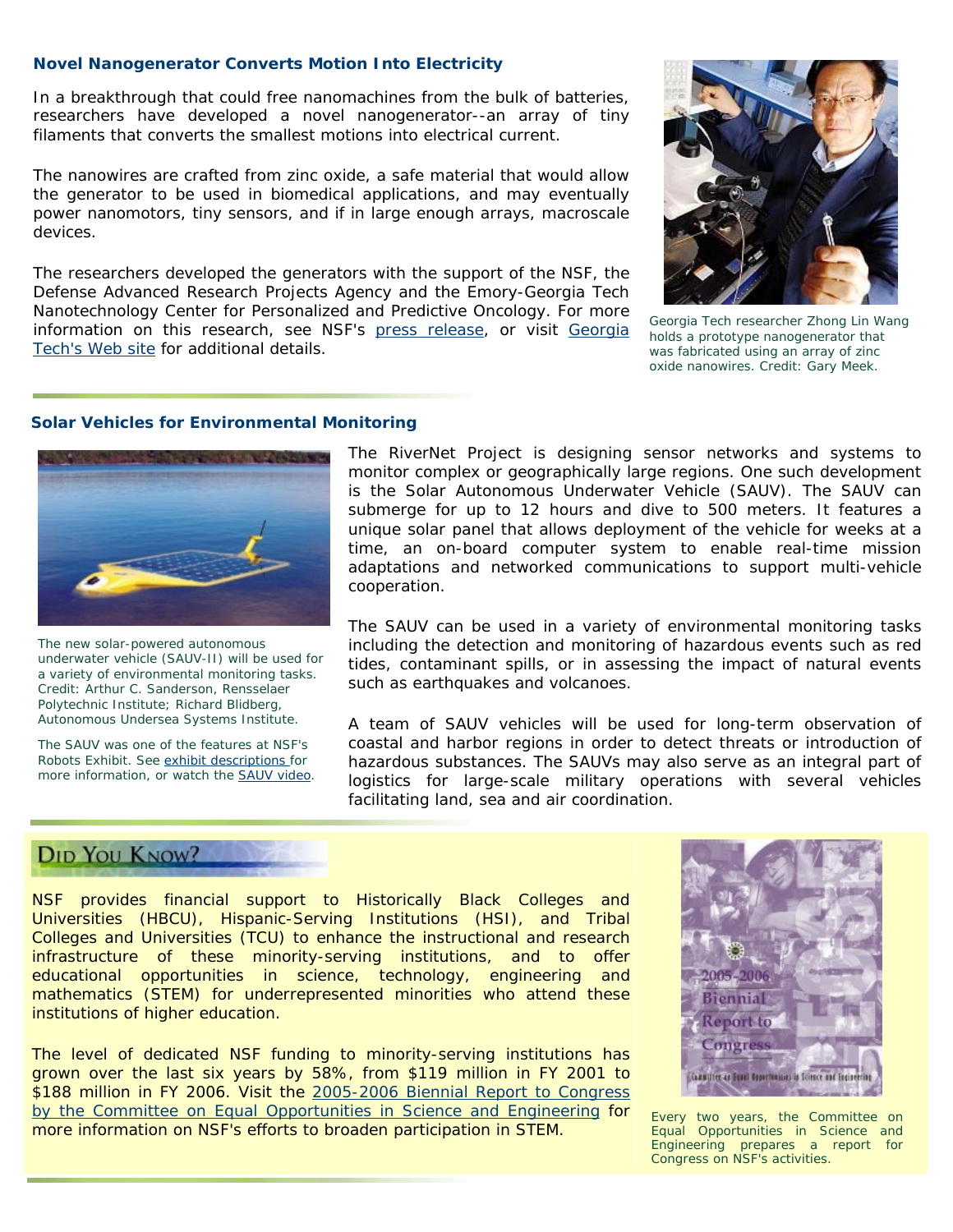### Novel Nanogenerator Converts Motion Into Electricity

In a breakthrough that could free nanomachines from the bulk of batteries, researchers have developed a novel nanogenerator--an array of tiny filaments that converts the smallest motions into electrical current.

The nanowires are crafted from zinc oxide, a safe material that would allow the generator to be used in biomedical applications, and may eventually power nanomotors, tiny sensors, and if in large enough arrays, macroscale devices.

The researchers developed the generators with the support of the NSF, the Defense Advanced Research Projects Agency and the Emory-Georgia Tech Nanotechnology Center for Personalized and Predictive Oncology. For more information on this research, see NSF's press release, or visit Georgia Tech's Web site for additional details.

Georgia Tech researcher Zhong Lin Wang holds a prototype nanogenerator that was fabricated using an array of zinc oxide nanowires. Credit: Gary Meek.

### Solar Vehicles for Environmental Monitoring

The RiverNet Project is designing sensor networks and systems to monitor complex or geographically large regions. One such development is the Solar Autonomous Underwater Vehicle (SAUV). The SAUV can submerge for up to 12 hours and dive to 500 meters. It features a unique solar panel that allows deployment of the vehicle for weeks at a time, an on-board computer system to enable real-time mission adaptations and networked communications to support multi-vehicle cooperation.

The SAUV can be used in a variety of environmental monitoring tasks including the detection and monitoring of hazardous events such as red tides, contaminant spills, or in assessing the impact of natural events such as earthquakes and volcanoes.

A team of SAUV vehicles will be used for long-term observation of coastal and harbor regions in order to detect threats or introduction of hazardous substances. The SAUVs may also serve as an integral part of logistics for large-scale military operations with several vehicles facilitating land, sea and air coordination.

The new solar-powered autonomous underwater vehicle (SAUV-II) will be used for a variety of environmental monitoring tasks. Credit: Arthur C. Sanderson, Rensselaer Polytechnic Institute; Richard Blidberg, Autonomous Undersea Systems Institute.

The SAUV was one of the features at NSF's Robots Exhibit. See exhibit descriptions for more information, or watch the SAUV video.

### Did You Know?

NSF provides financial support to Historically Black Colleges and Universities (HBCU), Hispanic-Serving Institutions (HSI), and Tribal Colleges and Universities (TCU) to enhance the instructional and research infrastructure of these minority-serving institutions, and to offer educational opportunities in science, technology, engineering and mathematics (STEM) for underrepresented minorities who attend these institutions of higher education.

The level of dedicated NSF funding to minority-serving institutions has grown over the last six years by 58%, from $119 million in FY 2001 to $188 million in FY 2006. Visit the 2005-2006 Biennial Report to Congress by the Committee on Equal Opportunities in Science and Engineering for more information on NSF's efforts to broaden participation in STEM.

Every two years, the Committee on Equal Opportunities in Science and Engineering prepares a report for Congress on NSF's activities.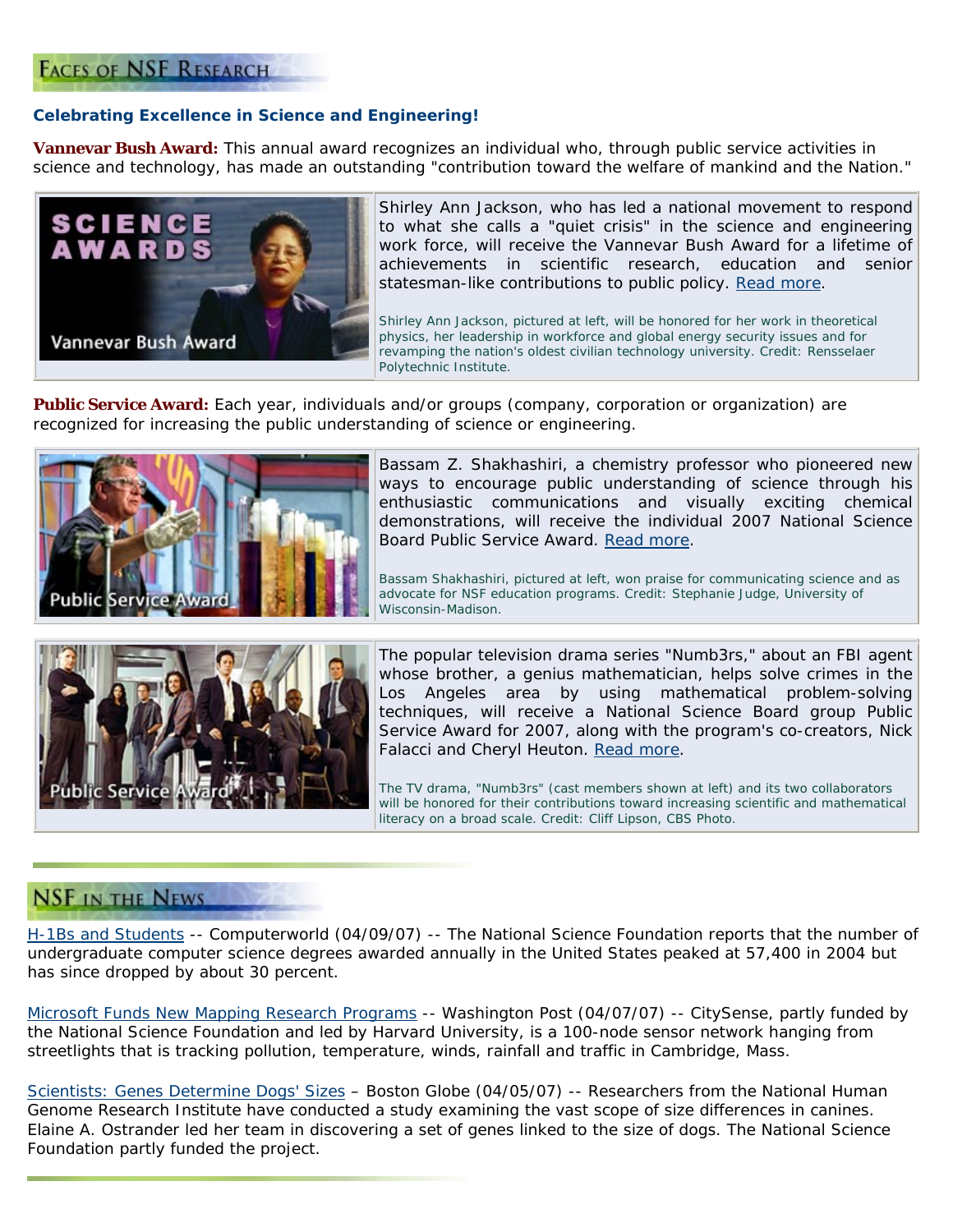## Faces of NSF Research

**Celebrating Excellence in Science and Engineering!**

**Vannevar Bush Award:** This annual award recognizes an individual who, through public service activities in science and technology, has made an outstanding "contribution toward the welfare of mankind and the Nation."

Shirley Ann Jackson, who has led a national movement to respond to what she calls a "quiet crisis" in the science and engineering work force, will receive the Vannevar Bush Award for a lifetime of achievements in scientific research, education and senior statesman-like contributions to public policy. Read more.

Shirley Ann Jackson, pictured at left, will be honored for her work in theoretical physics, her leadership in workforce and global energy security issues and for revamping the nation's oldest civilian technology university. Credit: Rensselaer Polytechnic Institute.

**Public Service Award:** Each year, individuals and/or groups (company, corporation or organization) are recognized for increasing the public understanding of science or engineering.

Bassam Z. Shakhashiri, a chemistry professor who pioneered new ways to encourage public understanding of science through his enthusiastic communications and visually exciting chemical demonstrations, will receive the individual 2007 National Science Board Public Service Award. Read more.

Bassam Shakhashiri, pictured at left, won praise for communicating science and as advocate for NSF education programs. Credit: Stephanie Judge, University of Wisconsin-Madison.

The popular television drama series "Numb3rs," about an FBI agent whose brother, a genius mathematician, helps solve crimes in the Los Angeles area by using mathematical problem-solving techniques, will receive a National Science Board group Public Service Award for 2007, along with the program's co-creators, Nick Falacci and Cheryl Heuton. Read more.

The TV drama, "Numb3rs" (cast members shown at left) and its two collaborators will be honored for their contributions toward increasing scientific and mathematical literacy on a broad scale. Credit: Cliff Lipson, CBS Photo.

## NSF in the News

H-1Bs and Students -- Computerworld (04/09/07) -- The National Science Foundation reports that the number of undergraduate computer science degrees awarded annually in the United States peaked at 57,400 in 2004 but has since dropped by about 30 percent.

Microsoft Funds New Mapping Research Programs -- Washington Post (04/07/07) -- CitySense, partly funded by the National Science Foundation and led by Harvard University, is a 100-node sensor network hanging from streetlights that is tracking pollution, temperature, winds, rainfall and traffic in Cambridge, Mass.

Scientists: Genes Determine Dogs' Sizes – Boston Globe (04/05/07) -- Researchers from the National Human Genome Research Institute have conducted a study examining the vast scope of size differences in canines. Elaine A. Ostrander led her team in discovering a set of genes linked to the size of dogs. The National Science Foundation partly funded the project.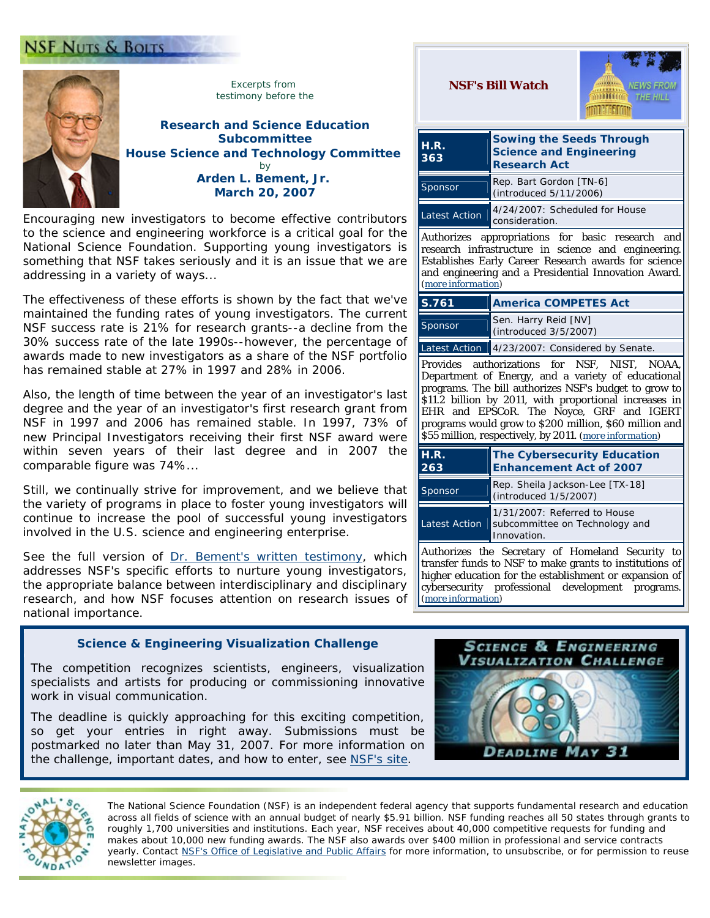## NSF Nuts & Bolts

Excerpts from testimony before the

**Research and Science Education Subcommittee**
**House Science and Technology Committee**
by
**Arden L. Bement, Jr.**
**March 20, 2007**

Encouraging new investigators to become effective contributors to the science and engineering workforce is a critical goal for the National Science Foundation. Supporting young investigators is something that NSF takes seriously and it is an issue that we are addressing in a variety of ways...

The effectiveness of these efforts is shown by the fact that we've maintained the funding rates of young investigators. The current NSF success rate is 21% for research grants--a decline from the 30% success rate of the late 1990s--however, the percentage of awards made to new investigators as a share of the NSF portfolio has remained stable at 27% in 1997 and 28% in 2006.

Also, the length of time between the year of an investigator's last degree and the year of an investigator's first research grant from NSF in 1997 and 2006 has remained stable. In 1997, 73% of new Principal Investigators receiving their first NSF award were within seven years of their last degree and in 2007 the comparable figure was 74%...

Still, we continually strive for improvement, and we believe that the variety of programs in place to foster young investigators will continue to increase the pool of successful young investigators involved in the U.S. science and engineering enterprise.

See the full version of Dr. Bement's written testimony, which addresses NSF's specific efforts to nurture young investigators, the appropriate balance between interdisciplinary and disciplinary research, and how NSF focuses attention on research issues of national importance.

## NSF's Bill Watch

NEWS FROM THE HILL

| | |
|---|---|
| **H.R. 363** | **Sowing the Seeds Through Science and Engineering Research Act** |
| Sponsor | Rep. Bart Gordon [TN-6] (introduced 5/11/2006) |
| Latest Action | 4/24/2007: Scheduled for House consideration. |

Authorizes appropriations for basic research and research infrastructure in science and engineering. Establishes Early Career Research awards for science and engineering and a Presidential Innovation Award. (more information)

| | |
|---|---|
| **S.761** | **America COMPETES Act** |
| Sponsor | Sen. Harry Reid [NV] (introduced 3/5/2007) |
| Latest Action | 4/23/2007: Considered by Senate. |

Provides authorizations for NSF, NIST, NOAA, Department of Energy, and a variety of educational programs. The bill authorizes NSF's budget to grow to $11.2 billion by 2011, with proportional increases in EHR and EPSCoR. The Noyce, GRF and IGERT programs would grow to $200 million, $60 million and $55 million, respectively, by 2011. (more information)

| | |
|---|---|
| **H.R. 263** | **The Cybersecurity Education Enhancement Act of 2007** |
| Sponsor | Rep. Sheila Jackson-Lee [TX-18] (introduced 1/5/2007) |
| Latest Action | 1/31/2007: Referred to House subcommittee on Technology and Innovation. |

Authorizes the Secretary of Homeland Security to transfer funds to NSF to make grants to institutions of higher education for the establishment or expansion of cybersecurity professional development programs. (more information)

### Science & Engineering Visualization Challenge

The competition recognizes scientists, engineers, visualization specialists and artists for producing or commissioning innovative work in visual communication.

The deadline is quickly approaching for this exciting competition, so get your entries in right away. Submissions must be postmarked no later than May 31, 2007. For more information on the challenge, important dates, and how to enter, see NSF's site.

SCIENCE & ENGINEERING VISUALIZATION CHALLENGE
DEADLINE MAY 31

---

The National Science Foundation (NSF) is an independent federal agency that supports fundamental research and education across all fields of science with an annual budget of nearly $5.91 billion. NSF funding reaches all 50 states through grants to roughly 1,700 universities and institutions. Each year, NSF receives about 40,000 competitive requests for funding and makes about 10,000 new funding awards. The NSF also awards over $400 million in professional and service contracts yearly. Contact NSF's Office of Legislative and Public Affairs for more information, to unsubscribe, or for permission to reuse newsletter images.